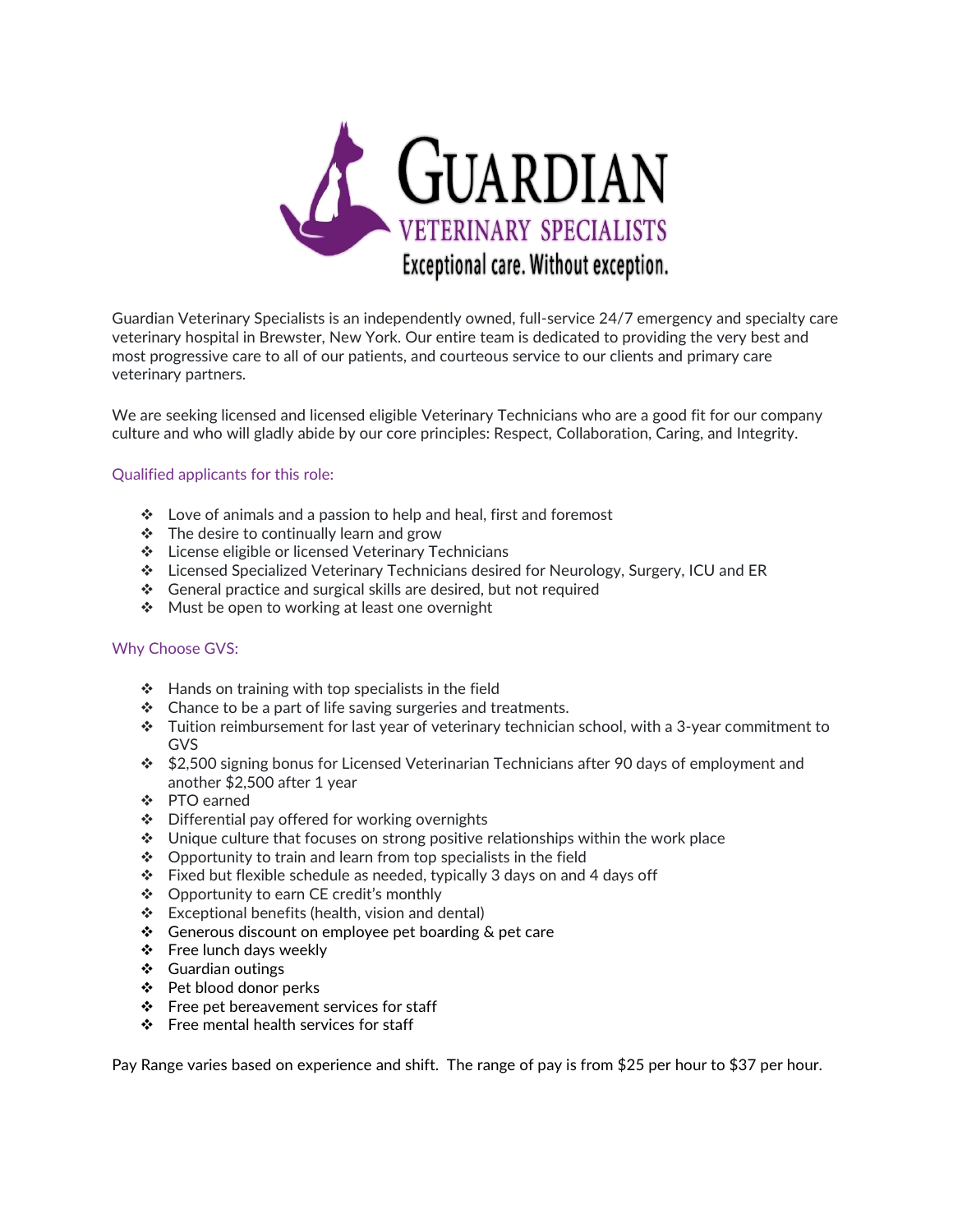# GUARDIAN

## VETERINARY SPECIALISTS

Exceptional care. Without exception.

Guardian Veterinary Specialists is an independently owned, full-service 24/7 emergency and specialty care veterinary hospital in Brewster, New York. Our entire team is dedicated to providing the very best and most progressive care to all of our patients, and courteous service to our clients and primary care veterinary partners.

We are seeking licensed and licensed eligible Veterinary Technicians who are a good fit for our company culture and who will gladly abide by our core principles: Respect, Collaboration, Caring, and Integrity.

### Qualified applicants for this role:

- Love of animals and a passion to help and heal, first and foremost
- The desire to continually learn and grow
- License eligible or licensed Veterinary Technicians
- Licensed Specialized Veterinary Technicians desired for Neurology, Surgery, ICU and ER
- General practice and surgical skills are desired, but not required
- Must be open to working at least one overnight

### Why Choose GVS:

- Hands on training with top specialists in the field
- Chance to be a part of life saving surgeries and treatments.
- Tuition reimbursement for last year of veterinary technician school, with a 3-year commitment to GVS
- $2,500 signing bonus for Licensed Veterinarian Technicians after 90 days of employment and another $2,500 after 1 year
- PTO earned
- Differential pay offered for working overnights
- Unique culture that focuses on strong positive relationships within the work place
- Opportunity to train and learn from top specialists in the field
- Fixed but flexible schedule as needed, typically 3 days on and 4 days off
- Opportunity to earn CE credit's monthly
- Exceptional benefits (health, vision and dental)
- Generous discount on employee pet boarding & pet care
- Free lunch days weekly
- Guardian outings
- Pet blood donor perks
- Free pet bereavement services for staff
- Free mental health services for staff

Pay Range varies based on experience and shift. The range of pay is from $25 per hour to $37 per hour.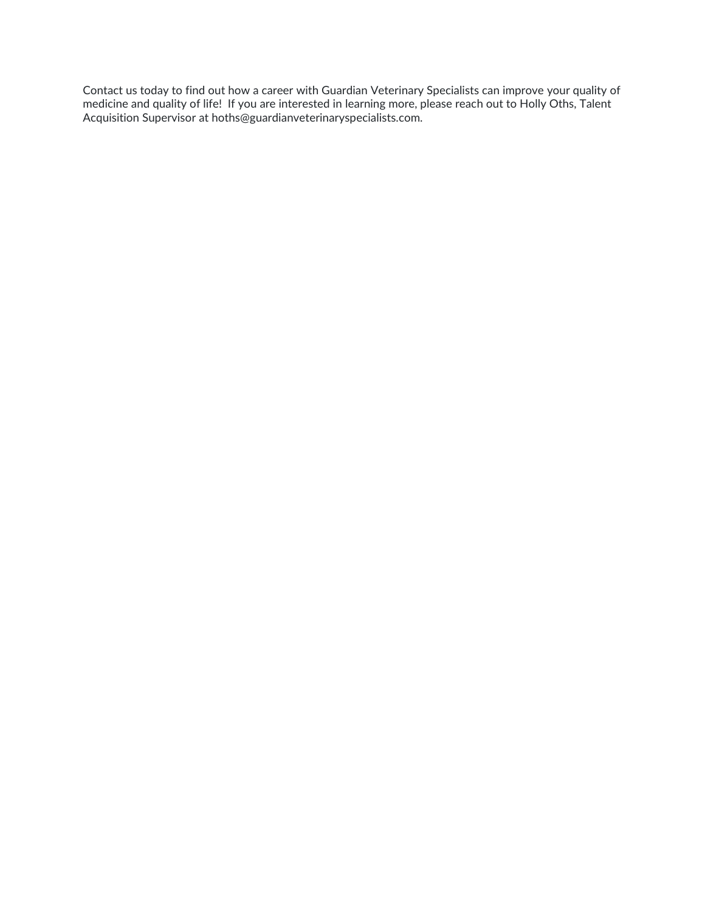Contact us today to find out how a career with Guardian Veterinary Specialists can improve your quality of medicine and quality of life!  If you are interested in learning more, please reach out to Holly Oths, Talent Acquisition Supervisor at hoths@guardianveterinaryspecialists.com.